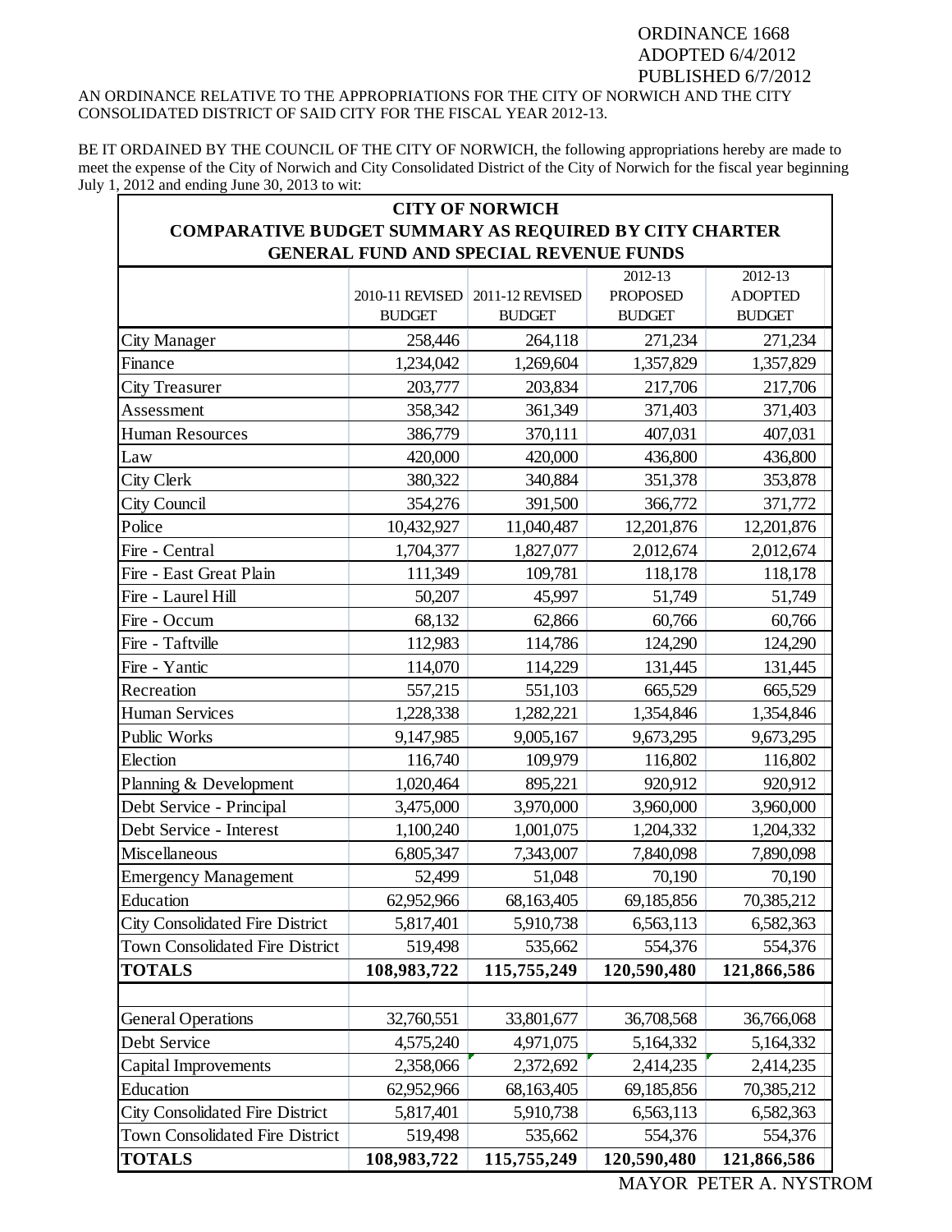ORDINANCE 1668
ADOPTED 6/4/2012
PUBLISHED 6/7/2012

AN ORDINANCE RELATIVE TO THE APPROPRIATIONS FOR THE CITY OF NORWICH AND THE CITY CONSOLIDATED DISTRICT OF SAID CITY FOR THE FISCAL YEAR 2012-13.

BE IT ORDAINED BY THE COUNCIL OF THE CITY OF NORWICH, the following appropriations hereby are made to meet the expense of the City of Norwich and City Consolidated District of the City of Norwich for the fiscal year beginning July 1, 2012 and ending June 30, 2013 to wit:

**CITY OF NORWICH**
**COMPARATIVE BUDGET SUMMARY AS REQUIRED BY CITY CHARTER**
**GENERAL FUND AND SPECIAL REVENUE FUNDS**

| | 2010-11 REVISED BUDGET | 2011-12 REVISED BUDGET | 2012-13 PROPOSED BUDGET | 2012-13 ADOPTED BUDGET |
|---|---|---|---|---|
| City Manager | 258,446 | 264,118 | 271,234 | 271,234 |
| Finance | 1,234,042 | 1,269,604 | 1,357,829 | 1,357,829 |
| City Treasurer | 203,777 | 203,834 | 217,706 | 217,706 |
| Assessment | 358,342 | 361,349 | 371,403 | 371,403 |
| Human Resources | 386,779 | 370,111 | 407,031 | 407,031 |
| Law | 420,000 | 420,000 | 436,800 | 436,800 |
| City Clerk | 380,322 | 340,884 | 351,378 | 353,878 |
| City Council | 354,276 | 391,500 | 366,772 | 371,772 |
| Police | 10,432,927 | 11,040,487 | 12,201,876 | 12,201,876 |
| Fire - Central | 1,704,377 | 1,827,077 | 2,012,674 | 2,012,674 |
| Fire - East Great Plain | 111,349 | 109,781 | 118,178 | 118,178 |
| Fire - Laurel Hill | 50,207 | 45,997 | 51,749 | 51,749 |
| Fire - Occum | 68,132 | 62,866 | 60,766 | 60,766 |
| Fire - Taftville | 112,983 | 114,786 | 124,290 | 124,290 |
| Fire - Yantic | 114,070 | 114,229 | 131,445 | 131,445 |
| Recreation | 557,215 | 551,103 | 665,529 | 665,529 |
| Human Services | 1,228,338 | 1,282,221 | 1,354,846 | 1,354,846 |
| Public Works | 9,147,985 | 9,005,167 | 9,673,295 | 9,673,295 |
| Election | 116,740 | 109,979 | 116,802 | 116,802 |
| Planning & Development | 1,020,464 | 895,221 | 920,912 | 920,912 |
| Debt Service - Principal | 3,475,000 | 3,970,000 | 3,960,000 | 3,960,000 |
| Debt Service - Interest | 1,100,240 | 1,001,075 | 1,204,332 | 1,204,332 |
| Miscellaneous | 6,805,347 | 7,343,007 | 7,840,098 | 7,890,098 |
| Emergency Management | 52,499 | 51,048 | 70,190 | 70,190 |
| Education | 62,952,966 | 68,163,405 | 69,185,856 | 70,385,212 |
| City Consolidated Fire District | 5,817,401 | 5,910,738 | 6,563,113 | 6,582,363 |
| Town Consolidated Fire District | 519,498 | 535,662 | 554,376 | 554,376 |
| **TOTALS** | **108,983,722** | **115,755,249** | **120,590,480** | **121,866,586** |
| | | | | |
| General Operations | 32,760,551 | 33,801,677 | 36,708,568 | 36,766,068 |
| Debt Service | 4,575,240 | 4,971,075 | 5,164,332 | 5,164,332 |
| Capital Improvements | 2,358,066 | 2,372,692 | 2,414,235 | 2,414,235 |
| Education | 62,952,966 | 68,163,405 | 69,185,856 | 70,385,212 |
| City Consolidated Fire District | 5,817,401 | 5,910,738 | 6,563,113 | 6,582,363 |
| Town Consolidated Fire District | 519,498 | 535,662 | 554,376 | 554,376 |
| **TOTALS** | **108,983,722** | **115,755,249** | **120,590,480** | **121,866,586** |

MAYOR PETER A. NYSTROM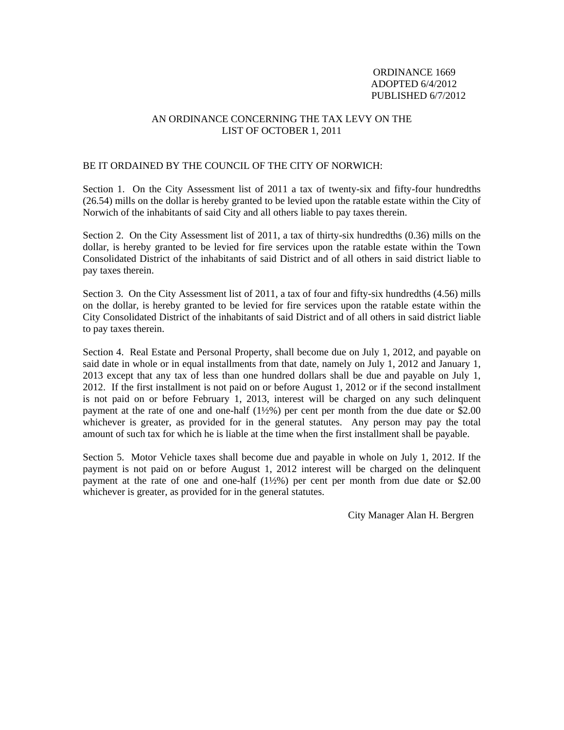ORDINANCE 1669
ADOPTED 6/4/2012
PUBLISHED 6/7/2012

## AN ORDINANCE CONCERNING THE TAX LEVY ON THE LIST OF OCTOBER 1, 2011

BE IT ORDAINED BY THE COUNCIL OF THE CITY OF NORWICH:

Section 1. On the City Assessment list of 2011 a tax of twenty-six and fifty-four hundredths (26.54) mills on the dollar is hereby granted to be levied upon the ratable estate within the City of Norwich of the inhabitants of said City and all others liable to pay taxes therein.

Section 2. On the City Assessment list of 2011, a tax of thirty-six hundredths (0.36) mills on the dollar, is hereby granted to be levied for fire services upon the ratable estate within the Town Consolidated District of the inhabitants of said District and of all others in said district liable to pay taxes therein.

Section 3. On the City Assessment list of 2011, a tax of four and fifty-six hundredths (4.56) mills on the dollar, is hereby granted to be levied for fire services upon the ratable estate within the City Consolidated District of the inhabitants of said District and of all others in said district liable to pay taxes therein.

Section 4. Real Estate and Personal Property, shall become due on July 1, 2012, and payable on said date in whole or in equal installments from that date, namely on July 1, 2012 and January 1, 2013 except that any tax of less than one hundred dollars shall be due and payable on July 1, 2012. If the first installment is not paid on or before August 1, 2012 or if the second installment is not paid on or before February 1, 2013, interest will be charged on any such delinquent payment at the rate of one and one-half (1½%) per cent per month from the due date or $2.00 whichever is greater, as provided for in the general statutes. Any person may pay the total amount of such tax for which he is liable at the time when the first installment shall be payable.

Section 5. Motor Vehicle taxes shall become due and payable in whole on July 1, 2012. If the payment is not paid on or before August 1, 2012 interest will be charged on the delinquent payment at the rate of one and one-half (1½%) per cent per month from due date or $2.00 whichever is greater, as provided for in the general statutes.

City Manager Alan H. Bergren